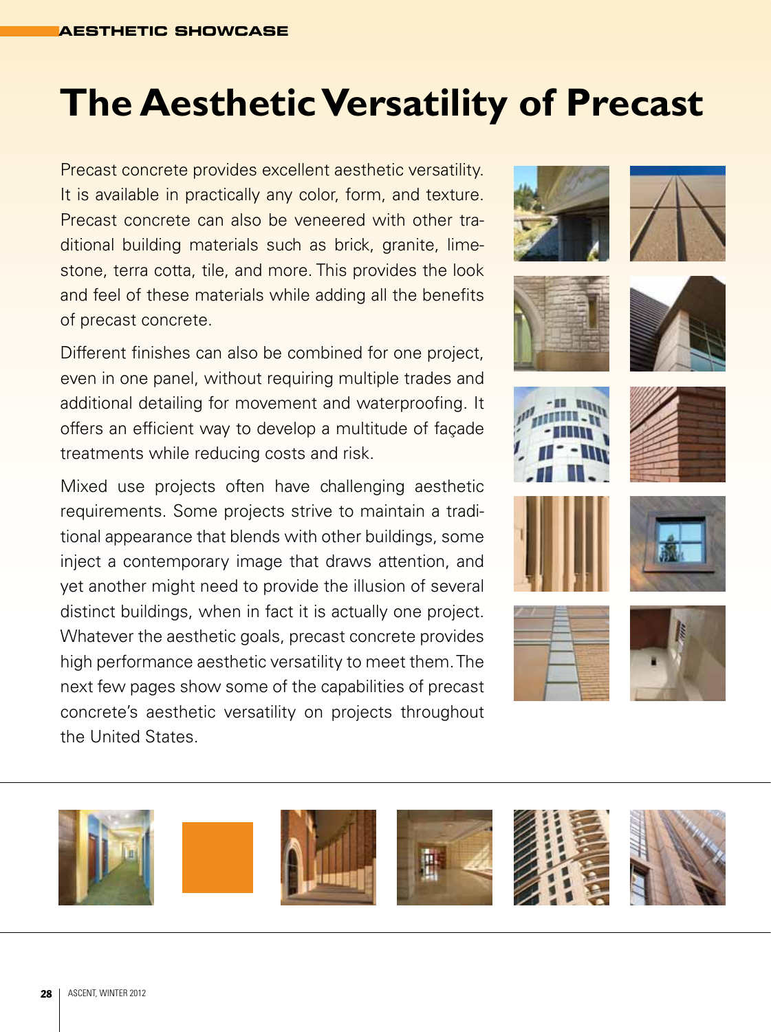AESTHETIC SHOWCASE

# The Aesthetic Versatility of Precast

Precast concrete provides excellent aesthetic versatility. It is available in practically any color, form, and texture. Precast concrete can also be veneered with other traditional building materials such as brick, granite, limestone, terra cotta, tile, and more. This provides the look and feel of these materials while adding all the benefits of precast concrete.

Different finishes can also be combined for one project, even in one panel, without requiring multiple trades and additional detailing for movement and waterproofing. It offers an efficient way to develop a multitude of façade treatments while reducing costs and risk.

Mixed use projects often have challenging aesthetic requirements. Some projects strive to maintain a traditional appearance that blends with other buildings, some inject a contemporary image that draws attention, and yet another might need to provide the illusion of several distinct buildings, when in fact it is actually one project. Whatever the aesthetic goals, precast concrete provides high performance aesthetic versatility to meet them. The next few pages show some of the capabilities of precast concrete's aesthetic versatility on projects throughout the United States.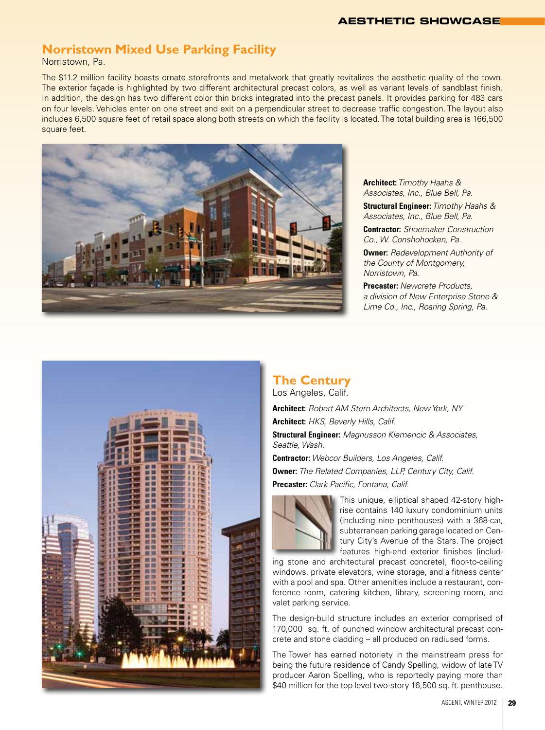## Norristown Mixed Use Parking Facility

Norristown, Pa.

The $11.2 million facility boasts ornate storefronts and metalwork that greatly revitalizes the aesthetic quality of the town. The exterior façade is highlighted by two different architectural precast colors, as well as variant levels of sandblast finish. In addition, the design has two different color thin bricks integrated into the precast panels. It provides parking for 483 cars on four levels. Vehicles enter on one street and exit on a perpendicular street to decrease traffic congestion. The layout also includes 6,500 square feet of retail space along both streets on which the facility is located. The total building area is 166,500 square feet.

**Architect:** *Timothy Haahs & Associates, Inc., Blue Bell, Pa.*

**Structural Engineer:** *Timothy Haahs & Associates, Inc., Blue Bell, Pa.*

**Contractor:** *Shoemaker Construction Co., W. Conshohocken, Pa.*

**Owner:** *Redevelopment Authority of the County of Montgomery, Norristown, Pa.*

**Precaster:** *Newcrete Products, a division of New Enterprise Stone & Lime Co., Inc., Roaring Spring, Pa.*

## The Century

Los Angeles, Calif.

**Architect:** *Robert AM Stern Architects, New York, NY*

**Architect:** *HKS, Beverly Hills, Calif.*

**Structural Engineer:** *Magnusson Klemencic & Associates, Seattle, Wash.*

**Contractor:** *Webcor Builders, Los Angeles, Calif.*

**Owner:** *The Related Companies, LLP, Century City, Calif.*

**Precaster:** *Clark Pacific, Fontana, Calif.*

This unique, elliptical shaped 42-story high-rise contains 140 luxury condominium units (including nine penthouses) with a 368-car, subterranean parking garage located on Century City's Avenue of the Stars. The project features high-end exterior finishes (including stone and architectural precast concrete), floor-to-ceiling windows, private elevators, wine storage, and a fitness center with a pool and spa. Other amenities include a restaurant, conference room, catering kitchen, library, screening room, and valet parking service.

The design-build structure includes an exterior comprised of 170,000 sq. ft. of punched window architectural precast concrete and stone cladding – all produced on radiused forms.

The Tower has earned notoriety in the mainstream press for being the future residence of Candy Spelling, widow of late TV producer Aaron Spelling, who is reportedly paying more than $40 million for the top level two-story 16,500 sq. ft. penthouse.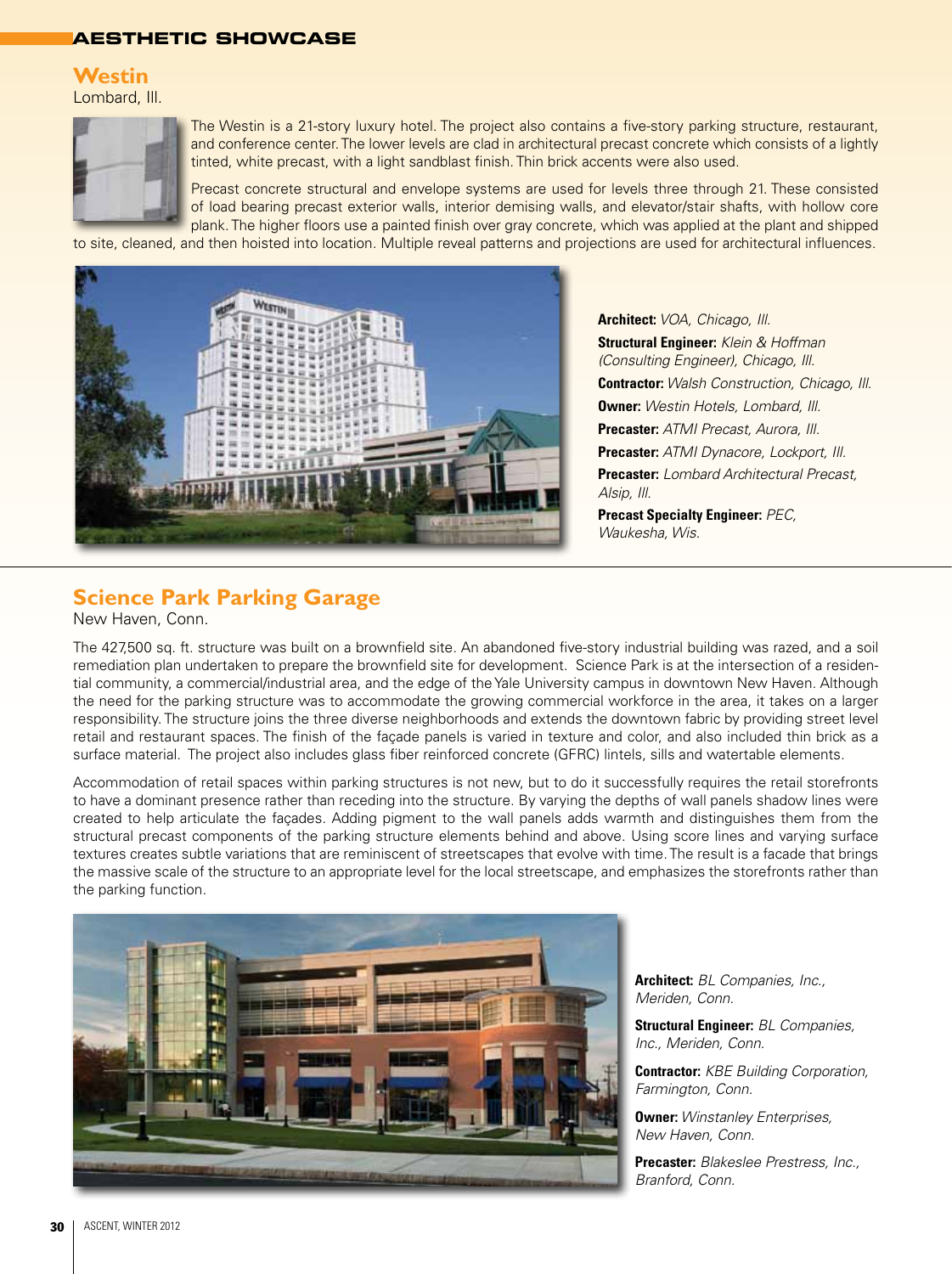## AESTHETIC SHOWCASE

## Westin

Lombard, Ill.

The Westin is a 21-story luxury hotel. The project also contains a five-story parking structure, restaurant, and conference center. The lower levels are clad in architectural precast concrete which consists of a lightly tinted, white precast, with a light sandblast finish. Thin brick accents were also used.

Precast concrete structural and envelope systems are used for levels three through 21. These consisted of load bearing precast exterior walls, interior demising walls, and elevator/stair shafts, with hollow core plank. The higher floors use a painted finish over gray concrete, which was applied at the plant and shipped to site, cleaned, and then hoisted into location. Multiple reveal patterns and projections are used for architectural influences.

**Architect:** *VOA, Chicago, Ill.*

**Structural Engineer:** *Klein & Hoffman (Consulting Engineer), Chicago, Ill.*

**Contractor:** *Walsh Construction, Chicago, Ill.*

**Owner:** *Westin Hotels, Lombard, Ill.*

**Precaster:** *ATMI Precast, Aurora, Ill.*

**Precaster:** *ATMI Dynacore, Lockport, Ill.*

**Precaster:** *Lombard Architectural Precast, Alsip, Ill.*

**Precast Specialty Engineer:** *PEC, Waukesha, Wis.*

## Science Park Parking Garage

New Haven, Conn.

The 427,500 sq. ft. structure was built on a brownfield site. An abandoned five-story industrial building was razed, and a soil remediation plan undertaken to prepare the brownfield site for development. Science Park is at the intersection of a residential community, a commercial/industrial area, and the edge of the Yale University campus in downtown New Haven. Although the need for the parking structure was to accommodate the growing commercial workforce in the area, it takes on a larger responsibility. The structure joins the three diverse neighborhoods and extends the downtown fabric by providing street level retail and restaurant spaces. The finish of the façade panels is varied in texture and color, and also included thin brick as a surface material. The project also includes glass fiber reinforced concrete (GFRC) lintels, sills and watertable elements.

Accommodation of retail spaces within parking structures is not new, but to do it successfully requires the retail storefronts to have a dominant presence rather than receding into the structure. By varying the depths of wall panels shadow lines were created to help articulate the façades. Adding pigment to the wall panels adds warmth and distinguishes them from the structural precast components of the parking structure elements behind and above. Using score lines and varying surface textures creates subtle variations that are reminiscent of streetscapes that evolve with time. The result is a facade that brings the massive scale of the structure to an appropriate level for the local streetscape, and emphasizes the storefronts rather than the parking function.

**Architect:** *BL Companies, Inc., Meriden, Conn.*

**Structural Engineer:** *BL Companies, Inc., Meriden, Conn.*

**Contractor:** *KBE Building Corporation, Farmington, Conn.*

**Owner:** *Winstanley Enterprises, New Haven, Conn.*

**Precaster:** *Blakeslee Prestress, Inc., Branford, Conn.*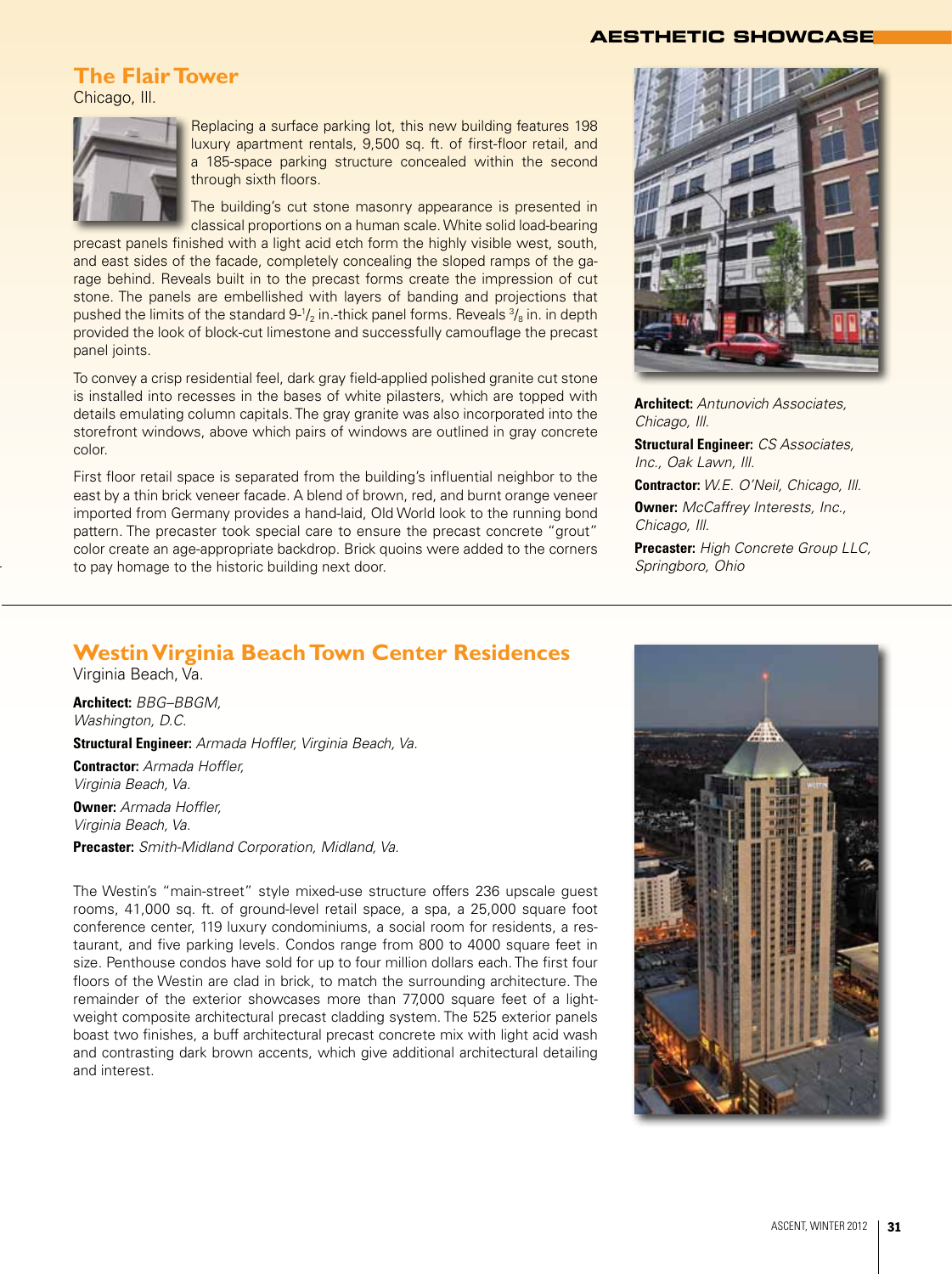## The Flair Tower

Chicago, Ill.

Replacing a surface parking lot, this new building features 198 luxury apartment rentals, 9,500 sq. ft. of first-floor retail, and a 185-space parking structure concealed within the second through sixth floors.

The building's cut stone masonry appearance is presented in classical proportions on a human scale. White solid load-bearing precast panels finished with a light acid etch form the highly visible west, south, and east sides of the facade, completely concealing the sloped ramps of the garage behind. Reveals built in to the precast forms create the impression of cut stone. The panels are embellished with layers of banding and projections that pushed the limits of the standard 9-1/2 in.-thick panel forms. Reveals 3/8 in. in depth provided the look of block-cut limestone and successfully camouflage the precast panel joints.

To convey a crisp residential feel, dark gray field-applied polished granite cut stone is installed into recesses in the bases of white pilasters, which are topped with details emulating column capitals. The gray granite was also incorporated into the storefront windows, above which pairs of windows are outlined in gray concrete color.

First floor retail space is separated from the building's influential neighbor to the east by a thin brick veneer facade. A blend of brown, red, and burnt orange veneer imported from Germany provides a hand-laid, Old World look to the running bond pattern. The precaster took special care to ensure the precast concrete "grout" color create an age-appropriate backdrop. Brick quoins were added to the corners to pay homage to the historic building next door.

**Architect:** *Antunovich Associates, Chicago, Ill.*

**Structural Engineer:** *CS Associates, Inc., Oak Lawn, Ill.*

**Contractor:** *W.E. O'Neil, Chicago, Ill.*

**Owner:** *McCaffrey Interests, Inc., Chicago, Ill.*

**Precaster:** *High Concrete Group LLC, Springboro, Ohio*

## Westin Virginia Beach Town Center Residences

Virginia Beach, Va.

**Architect:** *BBG–BBGM, Washington, D.C.*

**Structural Engineer:** *Armada Hoffler, Virginia Beach, Va.*

**Contractor:** *Armada Hoffler, Virginia Beach, Va.*

**Owner:** *Armada Hoffler, Virginia Beach, Va.*

**Precaster:** *Smith-Midland Corporation, Midland, Va.*

The Westin's "main-street" style mixed-use structure offers 236 upscale guest rooms, 41,000 sq. ft. of ground-level retail space, a spa, a 25,000 square foot conference center, 119 luxury condominiums, a social room for residents, a restaurant, and five parking levels. Condos range from 800 to 4000 square feet in size. Penthouse condos have sold for up to four million dollars each. The first four floors of the Westin are clad in brick, to match the surrounding architecture. The remainder of the exterior showcases more than 77,000 square feet of a lightweight composite architectural precast cladding system. The 525 exterior panels boast two finishes, a buff architectural precast concrete mix with light acid wash and contrasting dark brown accents, which give additional architectural detailing and interest.